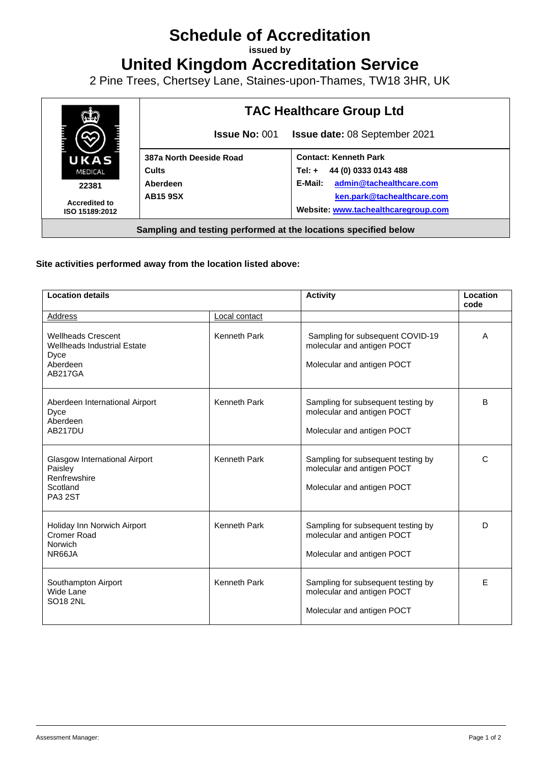# Schedule of Accreditation

issued by

# United Kingdom Accreditation Service

2 Pine Trees, Chertsey Lane, Staines-upon-Thames, TW18 3HR, UK

| | | |
|---|---|---|
| UKAS MEDICAL 22381 Accredited to ISO 15189:2012 | **TAC Healthcare Group Ltd** **Issue No:** 001 **Issue date:** 08 September 2021 | |
| | **387a North Deeside Road** **Cults** **Aberdeen** **AB15 9SX** | **Contact: Kenneth Park** **Tel: +** **44 (0) 0333 0143 488** **E-Mail:** **admin@tachealthcare.com** **ken.park@tachealthcare.com** **Website: www.tachealthcaregroup.com** |
| **Sampling and testing performed at the locations specified below** | | |

**Site activities performed away from the location listed above:**

| **Location details** | | **Activity** | **Location code** |
|---|---|---|---|
| Address | Local contact | | |
| Wellheads Crescent<br>Wellheads Industrial Estate<br>Dyce<br>Aberdeen<br>AB217GA | Kenneth Park | Sampling for subsequent COVID-19 molecular and antigen POCT<br><br>Molecular and antigen POCT | A |
| Aberdeen International Airport<br>Dyce<br>Aberdeen<br>AB217DU | Kenneth Park | Sampling for subsequent testing by molecular and antigen POCT<br><br>Molecular and antigen POCT | B |
| Glasgow International Airport<br>Paisley<br>Renfrewshire<br>Scotland<br>PA3 2ST | Kenneth Park | Sampling for subsequent testing by molecular and antigen POCT<br><br>Molecular and antigen POCT | C |
| Holiday Inn Norwich Airport<br>Cromer Road<br>Norwich<br>NR66JA | Kenneth Park | Sampling for subsequent testing by molecular and antigen POCT<br><br>Molecular and antigen POCT | D |
| Southampton Airport<br>Wide Lane<br>SO18 2NL | Kenneth Park | Sampling for subsequent testing by molecular and antigen POCT<br><br>Molecular and antigen POCT | E |

Assessment Manager: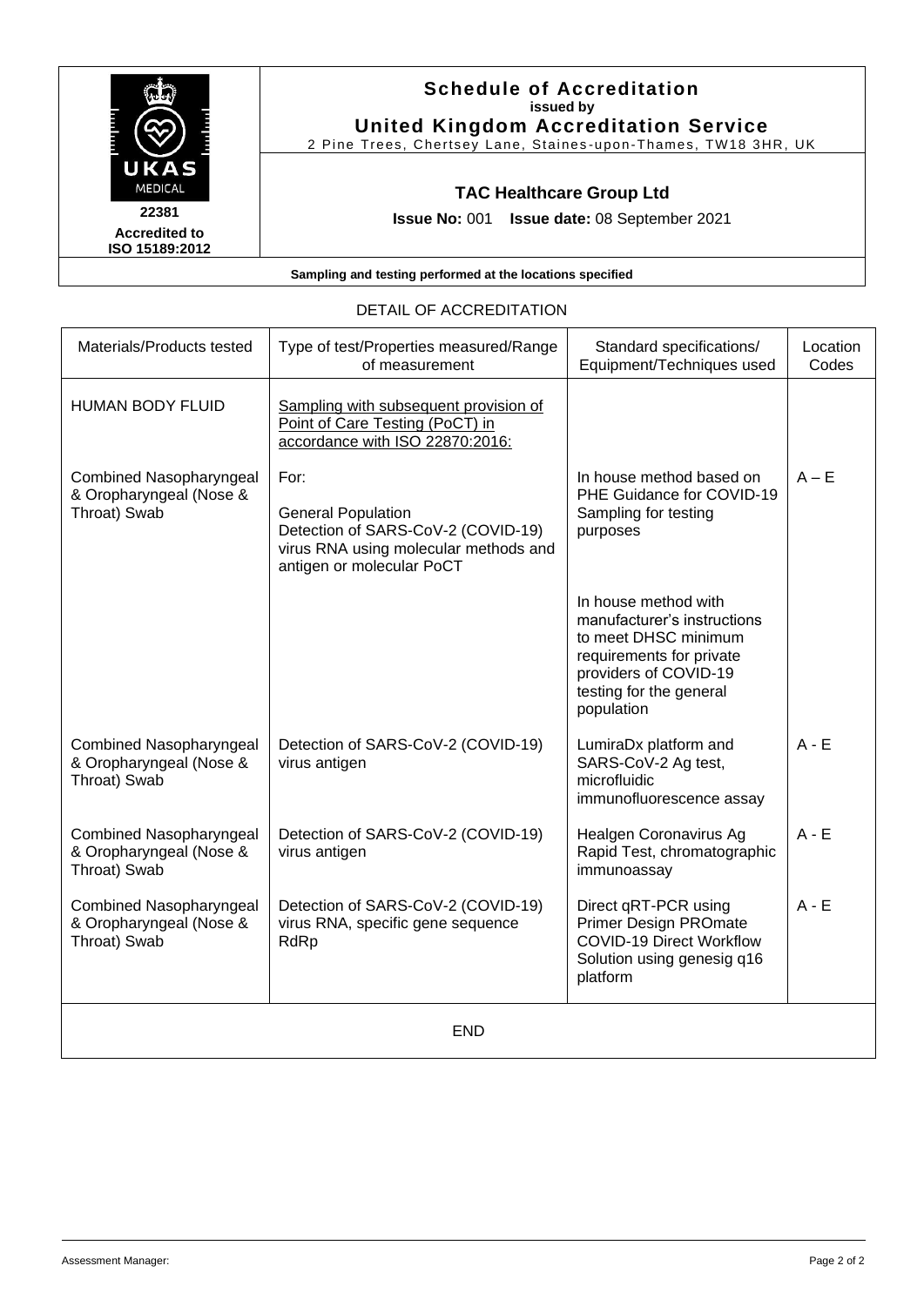# Schedule of Accreditation

**issued by**

**United Kingdom Accreditation Service**

2 Pine Trees, Chertsey Lane, Staines-upon-Thames, TW18 3HR, UK

**22381**

**Accredited to ISO 15189:2012**

## TAC Healthcare Group Ltd

**Issue No:** 001 **Issue date:** 08 September 2021

**Sampling and testing performed at the locations specified**

DETAIL OF ACCREDITATION

| Materials/Products tested | Type of test/Properties measured/Range of measurement | Standard specifications/ Equipment/Techniques used | Location Codes |
|---|---|---|---|
| HUMAN BODY FLUID | Sampling with subsequent provision of Point of Care Testing (PoCT) in accordance with ISO 22870:2016: | | |
| Combined Nasopharyngeal & Oropharyngeal (Nose & Throat) Swab | For:<br><br>General Population<br>Detection of SARS-CoV-2 (COVID-19) virus RNA using molecular methods and antigen or molecular PoCT | In house method based on PHE Guidance for COVID-19 Sampling for testing purposes<br><br>In house method with manufacturer's instructions to meet DHSC minimum requirements for private providers of COVID-19 testing for the general population | A – E |
| Combined Nasopharyngeal & Oropharyngeal (Nose & Throat) Swab | Detection of SARS-CoV-2 (COVID-19) virus antigen | LumiraDx platform and SARS-CoV-2 Ag test, microfluidic immunofluorescence assay | A - E |
| Combined Nasopharyngeal & Oropharyngeal (Nose & Throat) Swab | Detection of SARS-CoV-2 (COVID-19) virus antigen | Healgen Coronavirus Ag Rapid Test, chromatographic immunoassay | A - E |
| Combined Nasopharyngeal & Oropharyngeal (Nose & Throat) Swab | Detection of SARS-CoV-2 (COVID-19) virus RNA, specific gene sequence RdRp | Direct qRT-PCR using Primer Design PROmate COVID-19 Direct Workflow Solution using genesig q16 platform | A - E |

END

Assessment Manager: